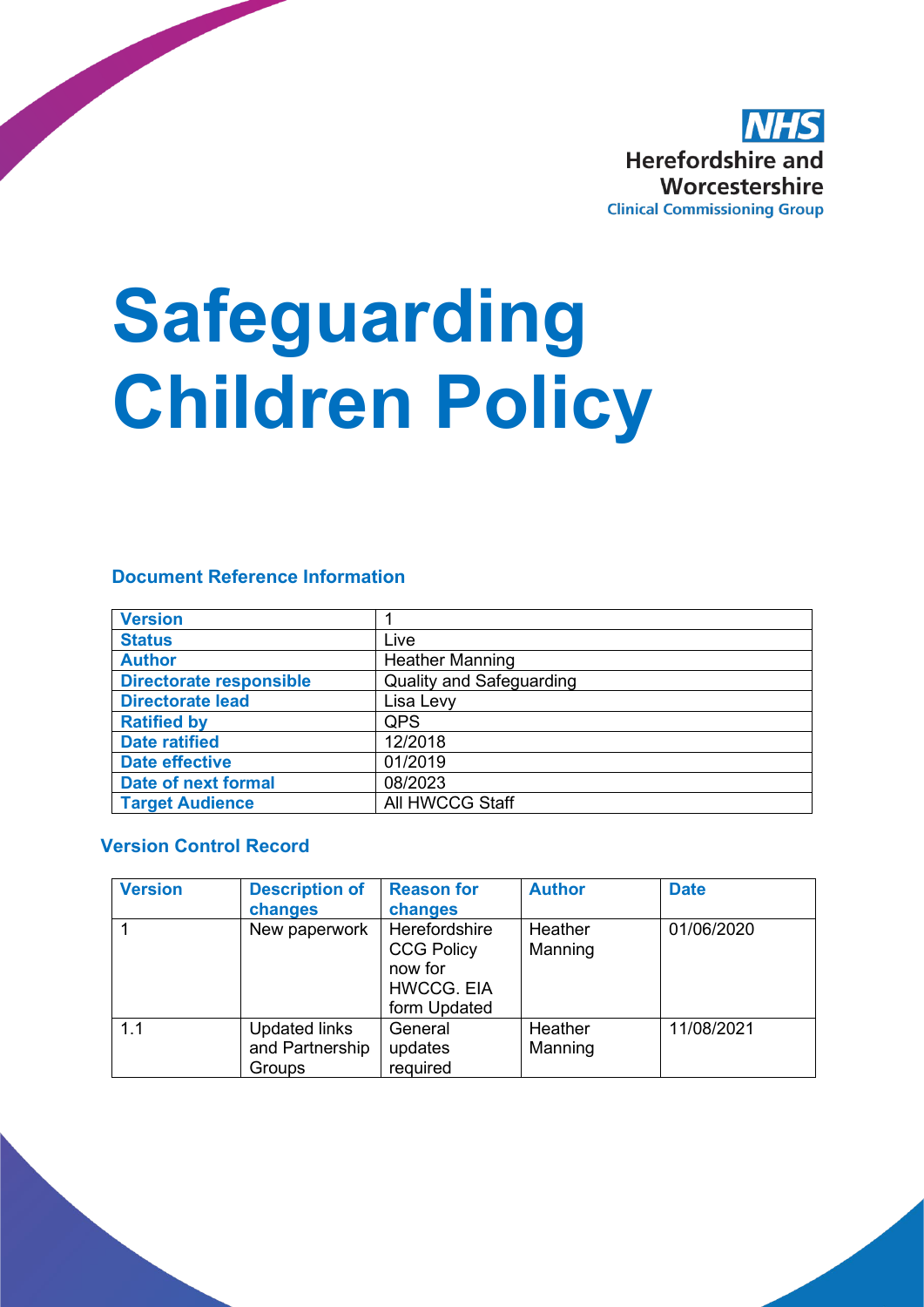NHS
Herefordshire and Worcestershire
Clinical Commissioning Group

# Safeguarding Children Policy

## Document Reference Information

| | |
|---|---|
| **Version** | 1 |
| **Status** | Live |
| **Author** | Heather Manning |
| **Directorate responsible** | Quality and Safeguarding |
| **Directorate lead** | Lisa Levy |
| **Ratified by** | QPS |
| **Date ratified** | 12/2018 |
| **Date effective** | 01/2019 |
| **Date of next formal** | 08/2023 |
| **Target Audience** | All HWCCG Staff |

## Version Control Record

| Version | Description of changes | Reason for changes | Author | Date |
|---|---|---|---|---|
| 1 | New paperwork | Herefordshire CCG Policy now for HWCCG. EIA form Updated | Heather Manning | 01/06/2020 |
| 1.1 | Updated links and Partnership Groups | General updates required | Heather Manning | 11/08/2021 |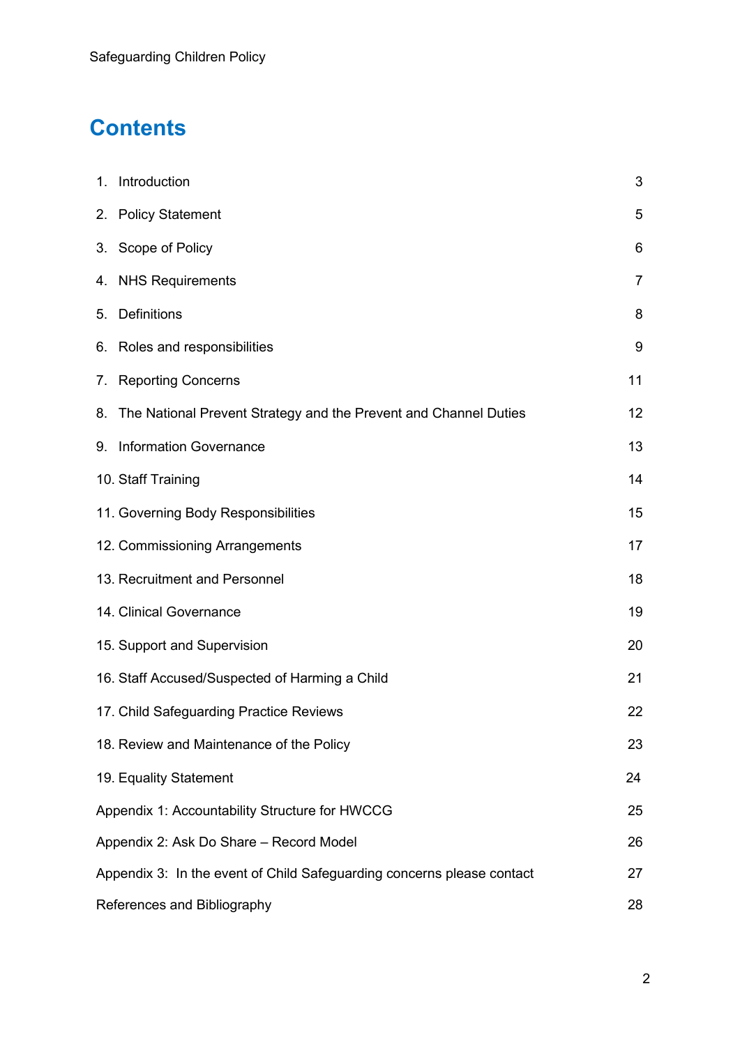# Contents

| | |
|---|---|
| 1. Introduction | 3 |
| 2. Policy Statement | 5 |
| 3. Scope of Policy | 6 |
| 4. NHS Requirements | 7 |
| 5. Definitions | 8 |
| 6. Roles and responsibilities | 9 |
| 7. Reporting Concerns | 11 |
| 8. The National Prevent Strategy and the Prevent and Channel Duties | 12 |
| 9. Information Governance | 13 |
| 10. Staff Training | 14 |
| 11. Governing Body Responsibilities | 15 |
| 12. Commissioning Arrangements | 17 |
| 13. Recruitment and Personnel | 18 |
| 14. Clinical Governance | 19 |
| 15. Support and Supervision | 20 |
| 16. Staff Accused/Suspected of Harming a Child | 21 |
| 17. Child Safeguarding Practice Reviews | 22 |
| 18. Review and Maintenance of the Policy | 23 |
| 19. Equality Statement | 24 |
| Appendix 1: Accountability Structure for HWCCG | 25 |
| Appendix 2: Ask Do Share – Record Model | 26 |
| Appendix 3: In the event of Child Safeguarding concerns please contact | 27 |
| References and Bibliography | 28 |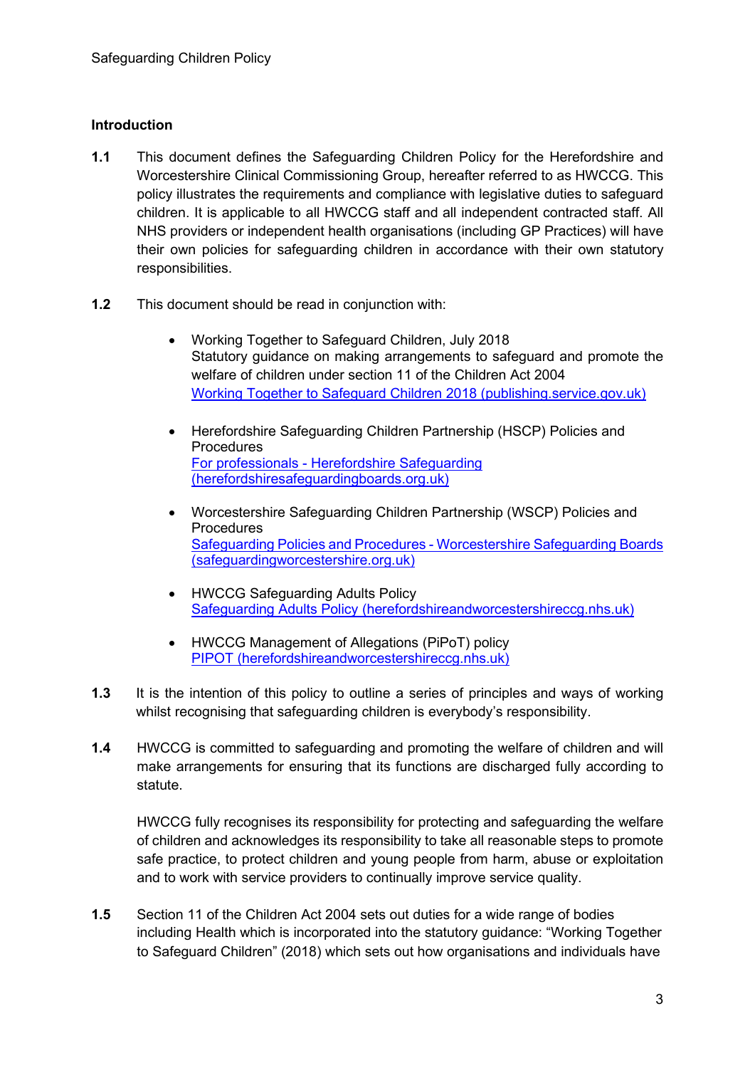## Introduction

**1.1** This document defines the Safeguarding Children Policy for the Herefordshire and Worcestershire Clinical Commissioning Group, hereafter referred to as HWCCG. This policy illustrates the requirements and compliance with legislative duties to safeguard children. It is applicable to all HWCCG staff and all independent contracted staff. All NHS providers or independent health organisations (including GP Practices) will have their own policies for safeguarding children in accordance with their own statutory responsibilities.

**1.2** This document should be read in conjunction with:

- Working Together to Safeguard Children, July 2018
  Statutory guidance on making arrangements to safeguard and promote the welfare of children under section 11 of the Children Act 2004
  [Working Together to Safeguard Children 2018 (publishing.service.gov.uk)]

- Herefordshire Safeguarding Children Partnership (HSCP) Policies and Procedures
  [For professionals - Herefordshire Safeguarding (herefordshiresafeguardingboards.org.uk)]

- Worcestershire Safeguarding Children Partnership (WSCP) Policies and Procedures
  [Safeguarding Policies and Procedures - Worcestershire Safeguarding Boards (safeguardingworcestershire.org.uk)]

- HWCCG Safeguarding Adults Policy
  [Safeguarding Adults Policy (herefordshireandworcestershireccg.nhs.uk)]

- HWCCG Management of Allegations (PiPoT) policy
  [PIPOT (herefordshireandworcestershireccg.nhs.uk)]

**1.3** It is the intention of this policy to outline a series of principles and ways of working whilst recognising that safeguarding children is everybody's responsibility.

**1.4** HWCCG is committed to safeguarding and promoting the welfare of children and will make arrangements for ensuring that its functions are discharged fully according to statute.

HWCCG fully recognises its responsibility for protecting and safeguarding the welfare of children and acknowledges its responsibility to take all reasonable steps to promote safe practice, to protect children and young people from harm, abuse or exploitation and to work with service providers to continually improve service quality.

**1.5** Section 11 of the Children Act 2004 sets out duties for a wide range of bodies including Health which is incorporated into the statutory guidance: "Working Together to Safeguard Children" (2018) which sets out how organisations and individuals have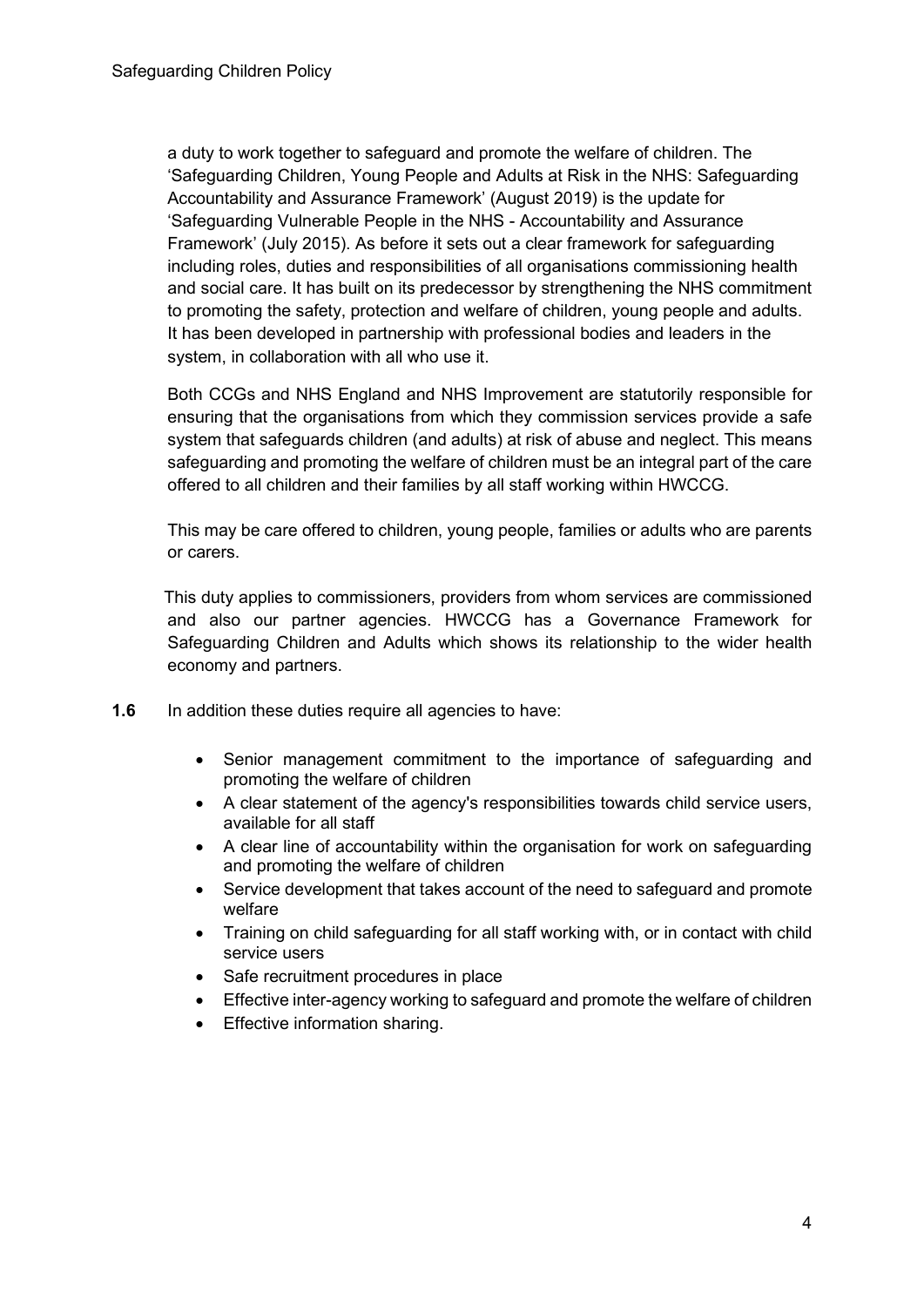a duty to work together to safeguard and promote the welfare of children. The 'Safeguarding Children, Young People and Adults at Risk in the NHS: Safeguarding Accountability and Assurance Framework' (August 2019) is the update for 'Safeguarding Vulnerable People in the NHS - Accountability and Assurance Framework' (July 2015). As before it sets out a clear framework for safeguarding including roles, duties and responsibilities of all organisations commissioning health and social care. It has built on its predecessor by strengthening the NHS commitment to promoting the safety, protection and welfare of children, young people and adults. It has been developed in partnership with professional bodies and leaders in the system, in collaboration with all who use it.

Both CCGs and NHS England and NHS Improvement are statutorily responsible for ensuring that the organisations from which they commission services provide a safe system that safeguards children (and adults) at risk of abuse and neglect. This means safeguarding and promoting the welfare of children must be an integral part of the care offered to all children and their families by all staff working within HWCCG.

This may be care offered to children, young people, families or adults who are parents or carers.

This duty applies to commissioners, providers from whom services are commissioned and also our partner agencies. HWCCG has a Governance Framework for Safeguarding Children and Adults which shows its relationship to the wider health economy and partners.

**1.6** In addition these duties require all agencies to have:

- Senior management commitment to the importance of safeguarding and promoting the welfare of children
- A clear statement of the agency's responsibilities towards child service users, available for all staff
- A clear line of accountability within the organisation for work on safeguarding and promoting the welfare of children
- Service development that takes account of the need to safeguard and promote welfare
- Training on child safeguarding for all staff working with, or in contact with child service users
- Safe recruitment procedures in place
- Effective inter-agency working to safeguard and promote the welfare of children
- Effective information sharing.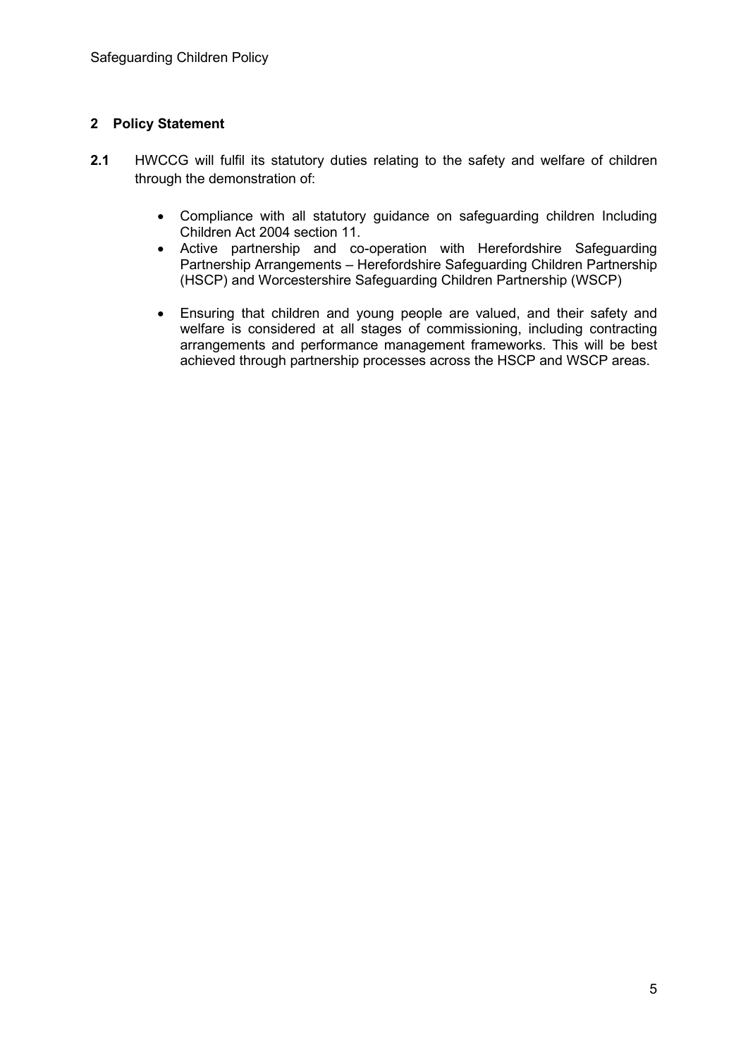## 2 Policy Statement

**2.1** HWCCG will fulfil its statutory duties relating to the safety and welfare of children through the demonstration of:

- Compliance with all statutory guidance on safeguarding children Including Children Act 2004 section 11.
- Active partnership and co-operation with Herefordshire Safeguarding Partnership Arrangements – Herefordshire Safeguarding Children Partnership (HSCP) and Worcestershire Safeguarding Children Partnership (WSCP)
- Ensuring that children and young people are valued, and their safety and welfare is considered at all stages of commissioning, including contracting arrangements and performance management frameworks. This will be best achieved through partnership processes across the HSCP and WSCP areas.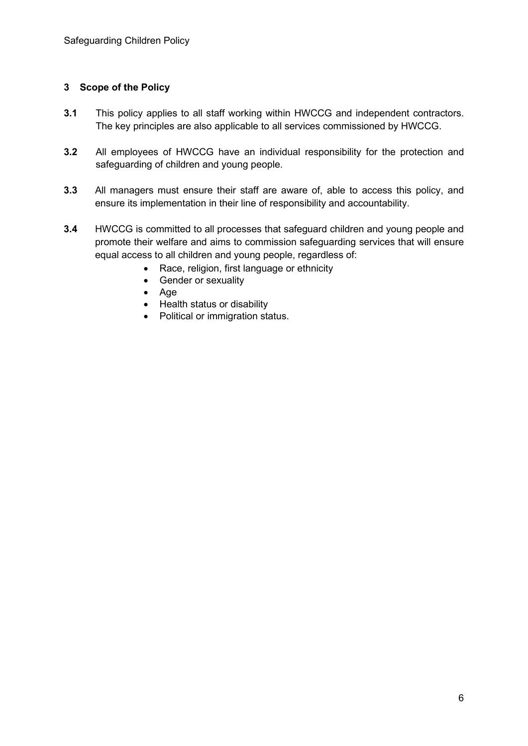## 3 Scope of the Policy

**3.1** This policy applies to all staff working within HWCCG and independent contractors. The key principles are also applicable to all services commissioned by HWCCG.

**3.2** All employees of HWCCG have an individual responsibility for the protection and safeguarding of children and young people.

**3.3** All managers must ensure their staff are aware of, able to access this policy, and ensure its implementation in their line of responsibility and accountability.

**3.4** HWCCG is committed to all processes that safeguard children and young people and promote their welfare and aims to commission safeguarding services that will ensure equal access to all children and young people, regardless of:

- Race, religion, first language or ethnicity
- Gender or sexuality
- Age
- Health status or disability
- Political or immigration status.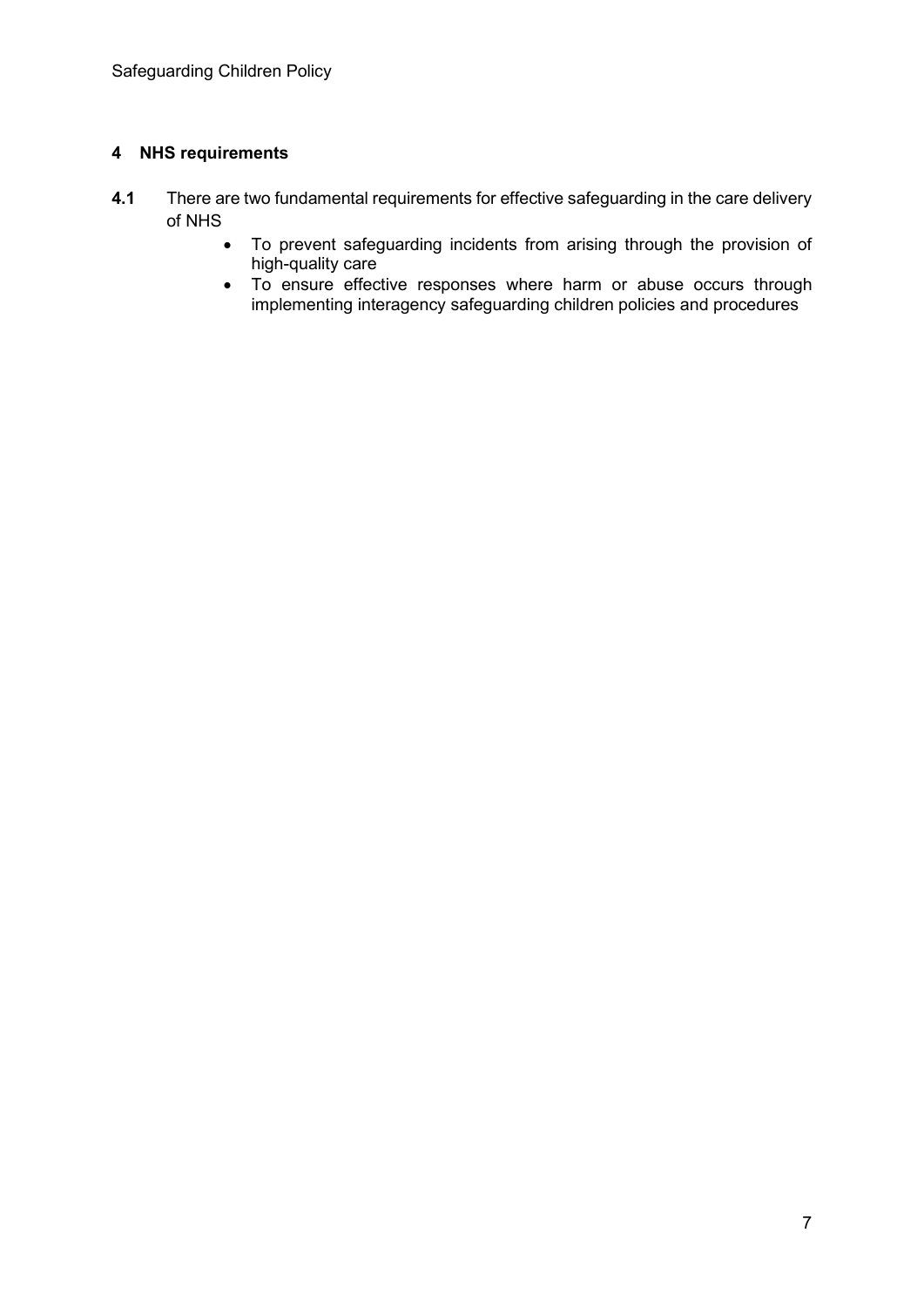## 4 NHS requirements

**4.1** There are two fundamental requirements for effective safeguarding in the care delivery of NHS

- To prevent safeguarding incidents from arising through the provision of high-quality care
- To ensure effective responses where harm or abuse occurs through implementing interagency safeguarding children policies and procedures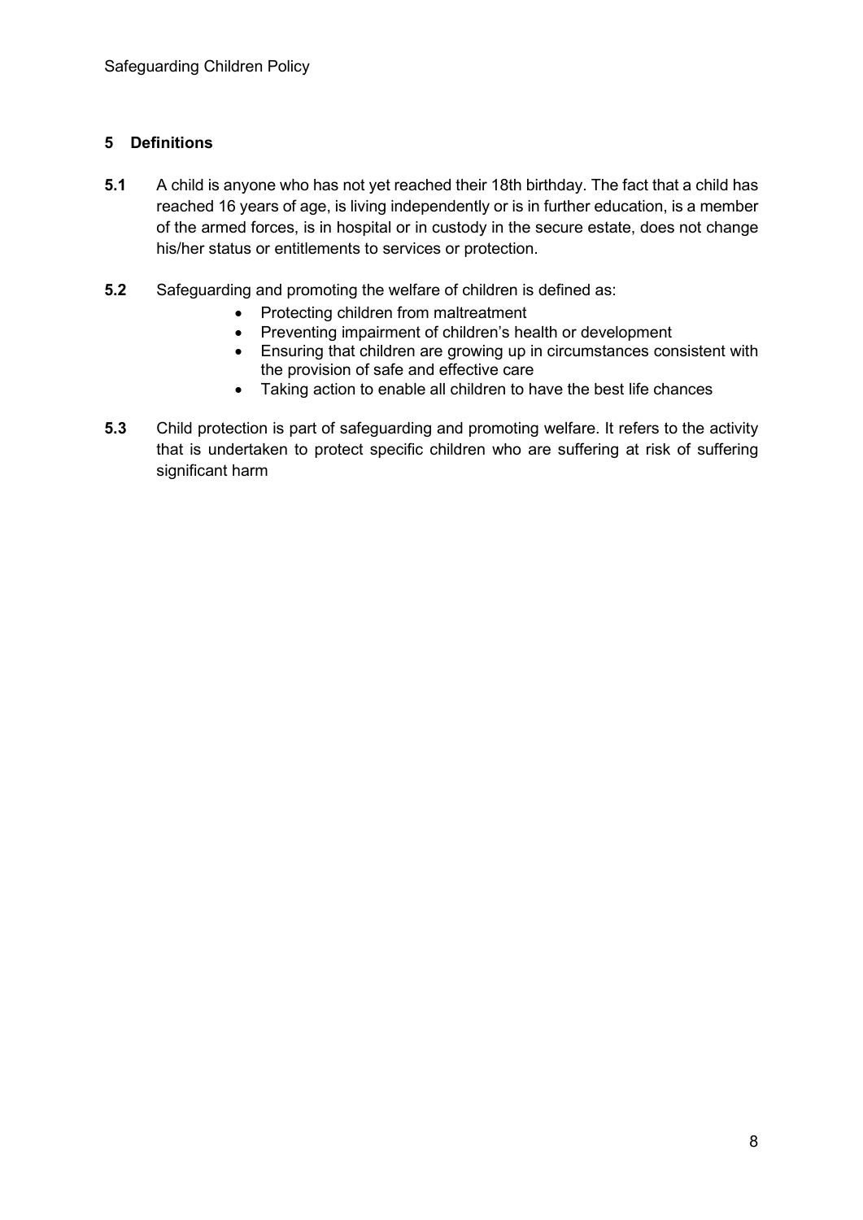## 5 Definitions

**5.1** A child is anyone who has not yet reached their 18th birthday. The fact that a child has reached 16 years of age, is living independently or is in further education, is a member of the armed forces, is in hospital or in custody in the secure estate, does not change his/her status or entitlements to services or protection.

**5.2** Safeguarding and promoting the welfare of children is defined as:

- Protecting children from maltreatment
- Preventing impairment of children's health or development
- Ensuring that children are growing up in circumstances consistent with the provision of safe and effective care
- Taking action to enable all children to have the best life chances

**5.3** Child protection is part of safeguarding and promoting welfare. It refers to the activity that is undertaken to protect specific children who are suffering at risk of suffering significant harm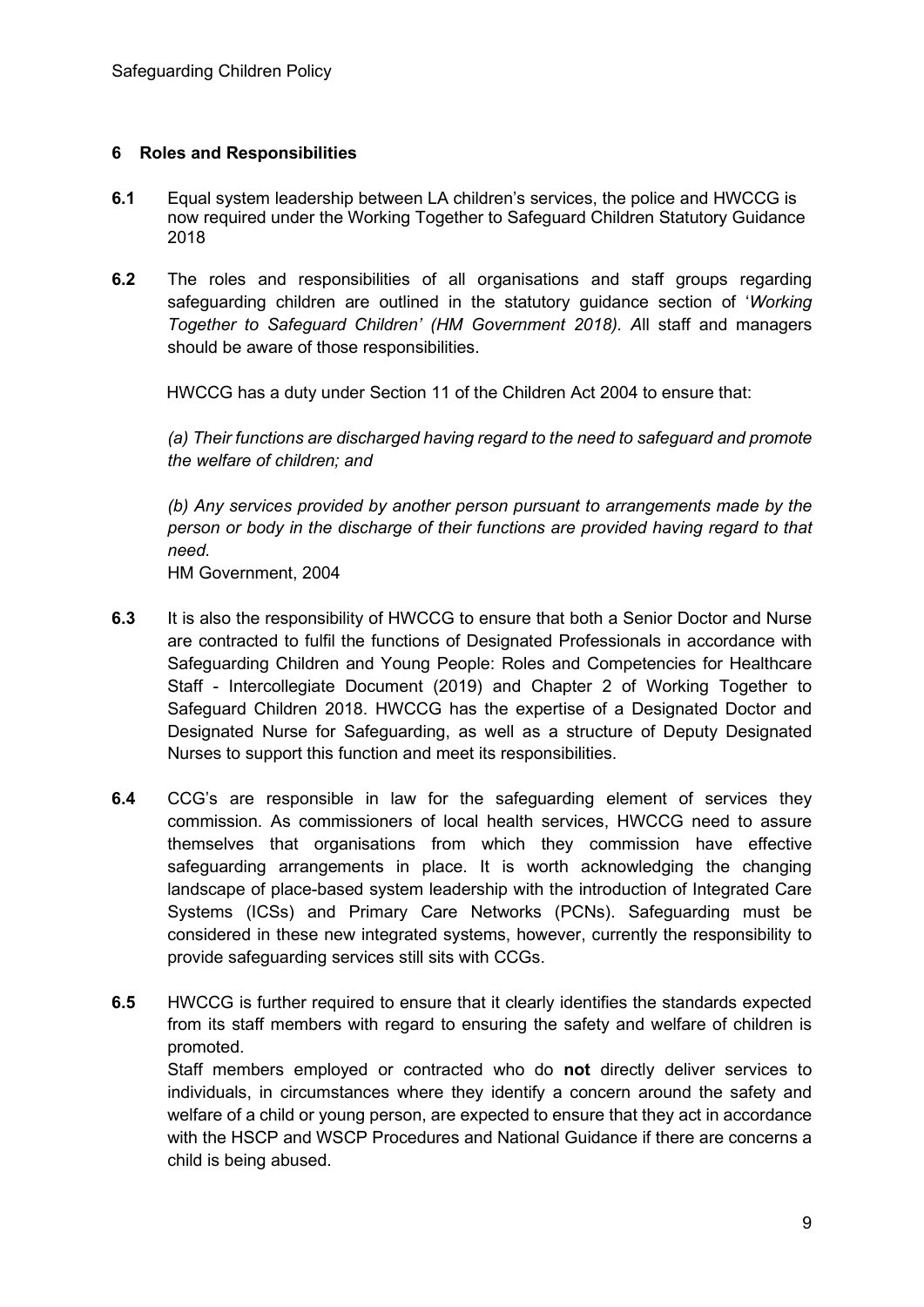## 6 Roles and Responsibilities

**6.1** Equal system leadership between LA children's services, the police and HWCCG is now required under the Working Together to Safeguard Children Statutory Guidance 2018

**6.2** The roles and responsibilities of all organisations and staff groups regarding safeguarding children are outlined in the statutory guidance section of '*Working Together to Safeguard Children' (HM Government 2018). A*ll staff and managers should be aware of those responsibilities.

HWCCG has a duty under Section 11 of the Children Act 2004 to ensure that:

*(a) Their functions are discharged having regard to the need to safeguard and promote the welfare of children; and*

*(b) Any services provided by another person pursuant to arrangements made by the person or body in the discharge of their functions are provided having regard to that need.*
HM Government, 2004

**6.3** It is also the responsibility of HWCCG to ensure that both a Senior Doctor and Nurse are contracted to fulfil the functions of Designated Professionals in accordance with Safeguarding Children and Young People: Roles and Competencies for Healthcare Staff - Intercollegiate Document (2019) and Chapter 2 of Working Together to Safeguard Children 2018. HWCCG has the expertise of a Designated Doctor and Designated Nurse for Safeguarding, as well as a structure of Deputy Designated Nurses to support this function and meet its responsibilities.

**6.4** CCG's are responsible in law for the safeguarding element of services they commission. As commissioners of local health services, HWCCG need to assure themselves that organisations from which they commission have effective safeguarding arrangements in place. It is worth acknowledging the changing landscape of place-based system leadership with the introduction of Integrated Care Systems (ICSs) and Primary Care Networks (PCNs). Safeguarding must be considered in these new integrated systems, however, currently the responsibility to provide safeguarding services still sits with CCGs.

**6.5** HWCCG is further required to ensure that it clearly identifies the standards expected from its staff members with regard to ensuring the safety and welfare of children is promoted.
Staff members employed or contracted who do **not** directly deliver services to individuals, in circumstances where they identify a concern around the safety and welfare of a child or young person, are expected to ensure that they act in accordance with the HSCP and WSCP Procedures and National Guidance if there are concerns a child is being abused.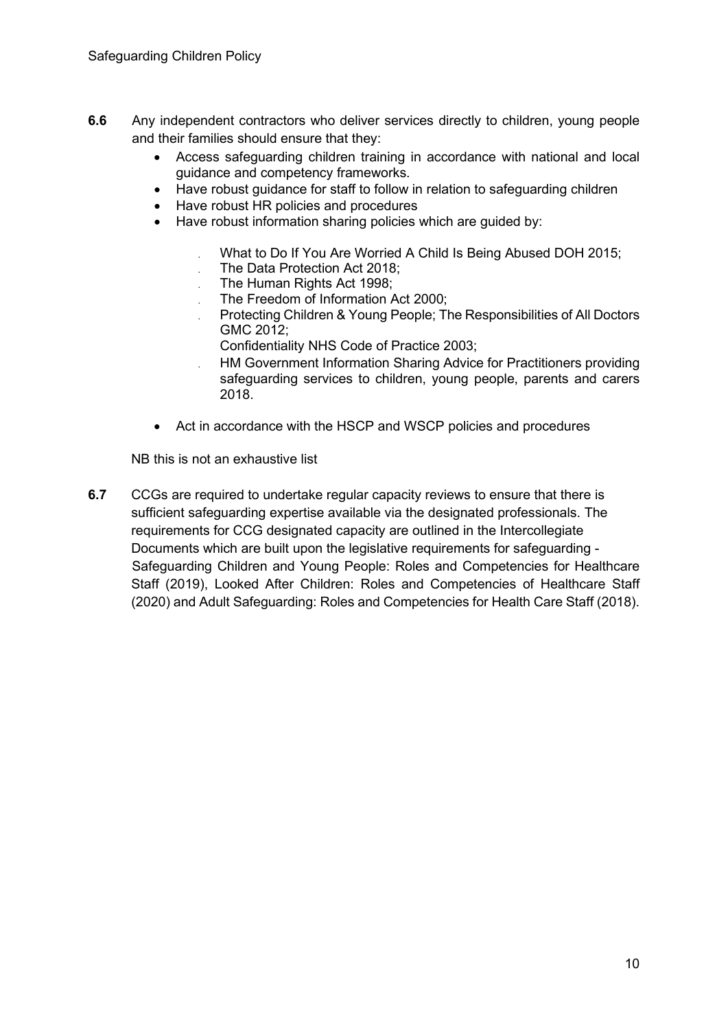**6.6** Any independent contractors who deliver services directly to children, young people and their families should ensure that they:

- Access safeguarding children training in accordance with national and local guidance and competency frameworks.
- Have robust guidance for staff to follow in relation to safeguarding children
- Have robust HR policies and procedures
- Have robust information sharing policies which are guided by:
    - What to Do If You Are Worried A Child Is Being Abused DOH 2015;
    - The Data Protection Act 2018;
    - The Human Rights Act 1998;
    - The Freedom of Information Act 2000;
    - Protecting Children & Young People; The Responsibilities of All Doctors GMC 2012;
      Confidentiality NHS Code of Practice 2003;
    - HM Government Information Sharing Advice for Practitioners providing safeguarding services to children, young people, parents and carers 2018.
- Act in accordance with the HSCP and WSCP policies and procedures

NB this is not an exhaustive list

**6.7** CCGs are required to undertake regular capacity reviews to ensure that there is sufficient safeguarding expertise available via the designated professionals. The requirements for CCG designated capacity are outlined in the Intercollegiate Documents which are built upon the legislative requirements for safeguarding - Safeguarding Children and Young People: Roles and Competencies for Healthcare Staff (2019), Looked After Children: Roles and Competencies of Healthcare Staff (2020) and Adult Safeguarding: Roles and Competencies for Health Care Staff (2018).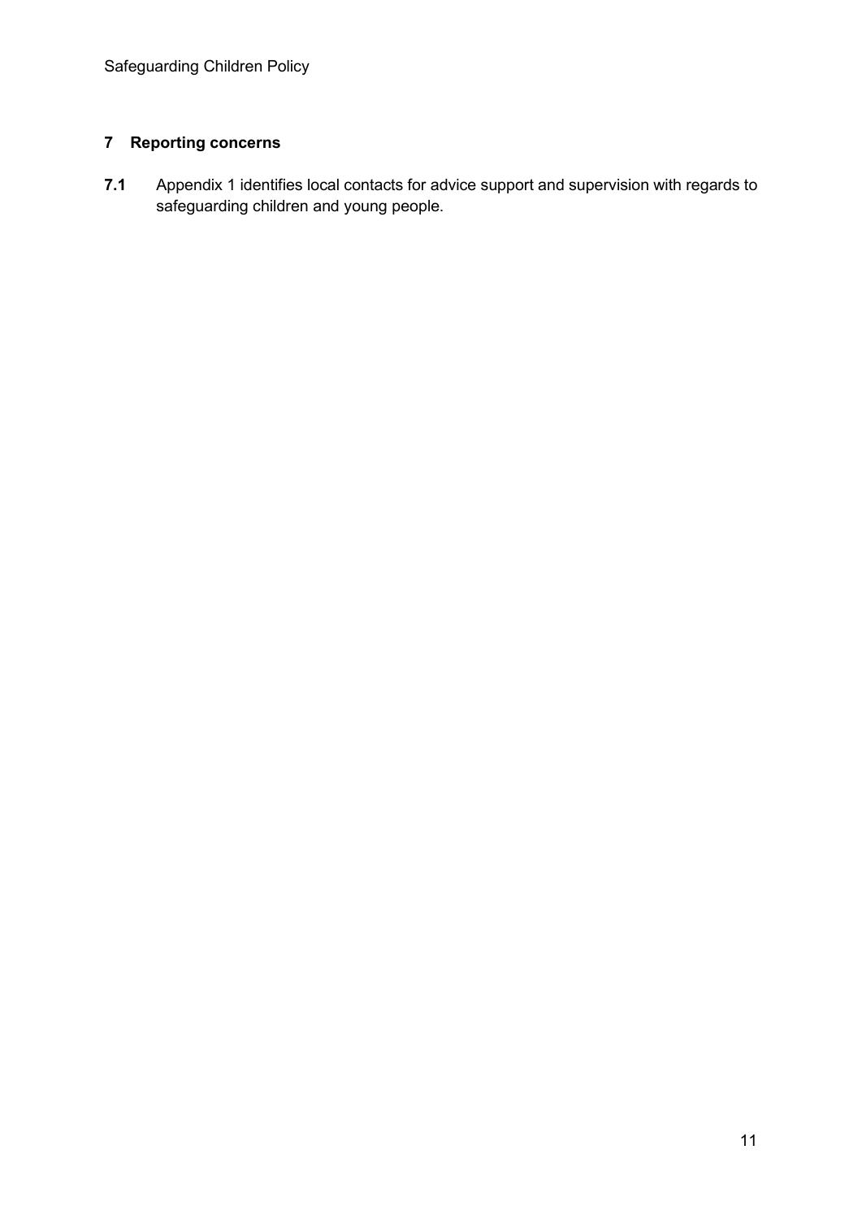## 7 Reporting concerns

**7.1** Appendix 1 identifies local contacts for advice support and supervision with regards to safeguarding children and young people.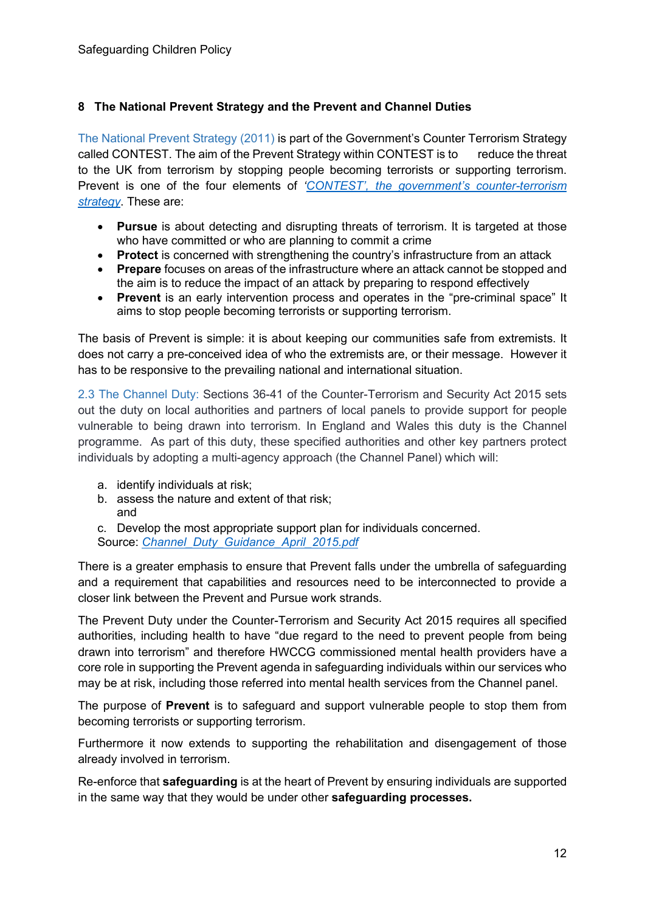## 8 The National Prevent Strategy and the Prevent and Channel Duties

The National Prevent Strategy (2011) is part of the Government's Counter Terrorism Strategy called CONTEST. The aim of the Prevent Strategy within CONTEST is to reduce the threat to the UK from terrorism by stopping people becoming terrorists or supporting terrorism. Prevent is one of the four elements of *'CONTEST', the government's counter-terrorism strategy*. These are:

- **Pursue** is about detecting and disrupting threats of terrorism. It is targeted at those who have committed or who are planning to commit a crime
- **Protect** is concerned with strengthening the country's infrastructure from an attack
- **Prepare** focuses on areas of the infrastructure where an attack cannot be stopped and the aim is to reduce the impact of an attack by preparing to respond effectively
- **Prevent** is an early intervention process and operates in the "pre-criminal space" It aims to stop people becoming terrorists or supporting terrorism.

The basis of Prevent is simple: it is about keeping our communities safe from extremists. It does not carry a pre-conceived idea of who the extremists are, or their message. However it has to be responsive to the prevailing national and international situation.

2.3 The Channel Duty: Sections 36-41 of the Counter-Terrorism and Security Act 2015 sets out the duty on local authorities and partners of local panels to provide support for people vulnerable to being drawn into terrorism. In England and Wales this duty is the Channel programme. As part of this duty, these specified authorities and other key partners protect individuals by adopting a multi-agency approach (the Channel Panel) which will:

a. identify individuals at risk;
b. assess the nature and extent of that risk;
   and
c. Develop the most appropriate support plan for individuals concerned.

Source: *Channel_Duty_Guidance_April_2015.pdf*

There is a greater emphasis to ensure that Prevent falls under the umbrella of safeguarding and a requirement that capabilities and resources need to be interconnected to provide a closer link between the Prevent and Pursue work strands.

The Prevent Duty under the Counter-Terrorism and Security Act 2015 requires all specified authorities, including health to have "due regard to the need to prevent people from being drawn into terrorism" and therefore HWCCG commissioned mental health providers have a core role in supporting the Prevent agenda in safeguarding individuals within our services who may be at risk, including those referred into mental health services from the Channel panel.

The purpose of **Prevent** is to safeguard and support vulnerable people to stop them from becoming terrorists or supporting terrorism.

Furthermore it now extends to supporting the rehabilitation and disengagement of those already involved in terrorism.

Re-enforce that **safeguarding** is at the heart of Prevent by ensuring individuals are supported in the same way that they would be under other **safeguarding processes.**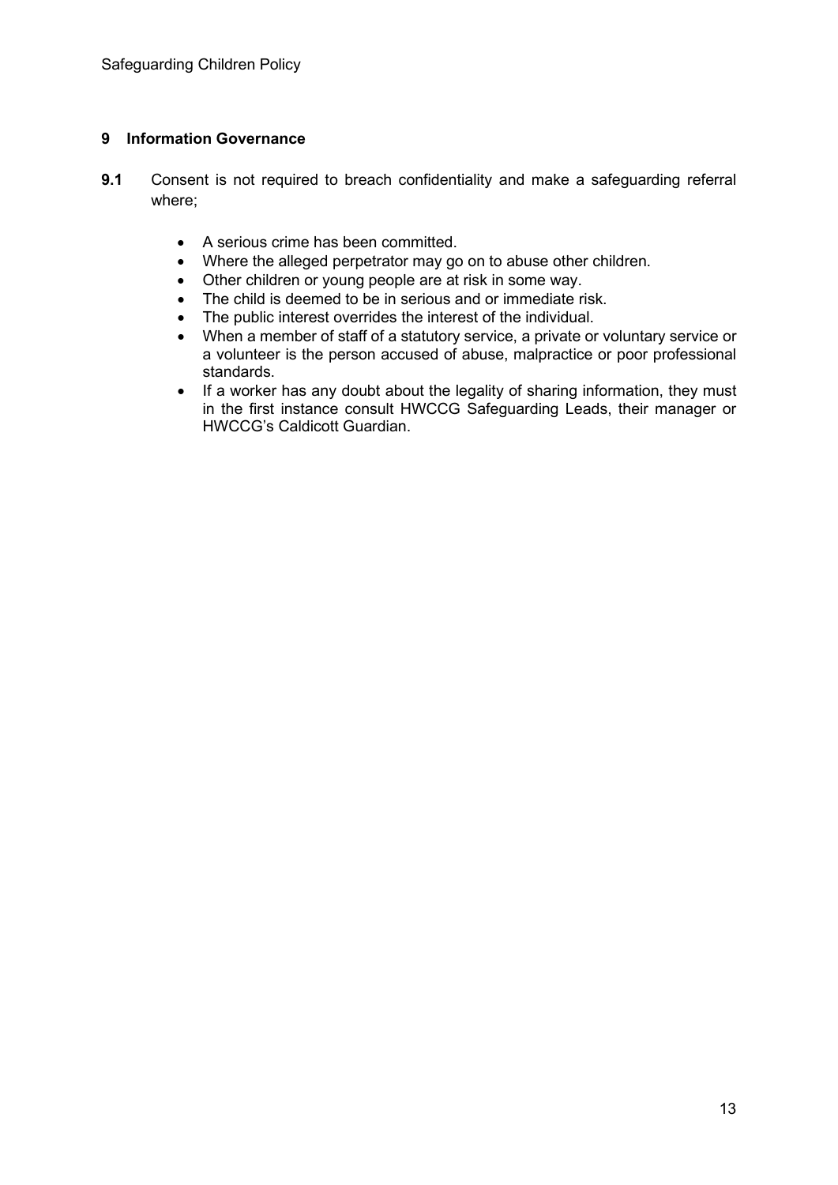## 9 Information Governance

**9.1** Consent is not required to breach confidentiality and make a safeguarding referral where;

- A serious crime has been committed.
- Where the alleged perpetrator may go on to abuse other children.
- Other children or young people are at risk in some way.
- The child is deemed to be in serious and or immediate risk.
- The public interest overrides the interest of the individual.
- When a member of staff of a statutory service, a private or voluntary service or a volunteer is the person accused of abuse, malpractice or poor professional standards.
- If a worker has any doubt about the legality of sharing information, they must in the first instance consult HWCCG Safeguarding Leads, their manager or HWCCG's Caldicott Guardian.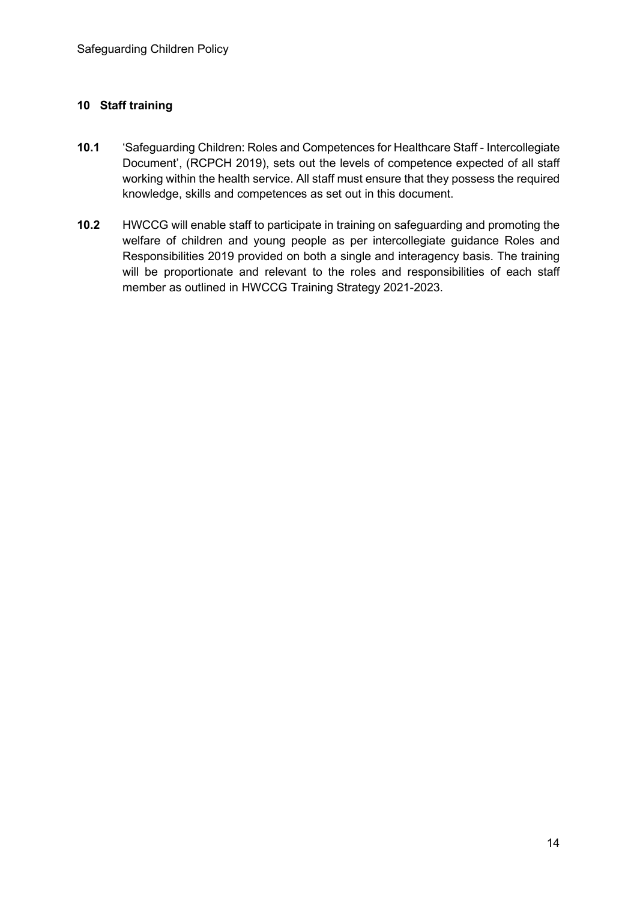## 10 Staff training

**10.1** 'Safeguarding Children: Roles and Competences for Healthcare Staff - Intercollegiate Document', (RCPCH 2019), sets out the levels of competence expected of all staff working within the health service. All staff must ensure that they possess the required knowledge, skills and competences as set out in this document.

**10.2** HWCCG will enable staff to participate in training on safeguarding and promoting the welfare of children and young people as per intercollegiate guidance Roles and Responsibilities 2019 provided on both a single and interagency basis. The training will be proportionate and relevant to the roles and responsibilities of each staff member as outlined in HWCCG Training Strategy 2021-2023.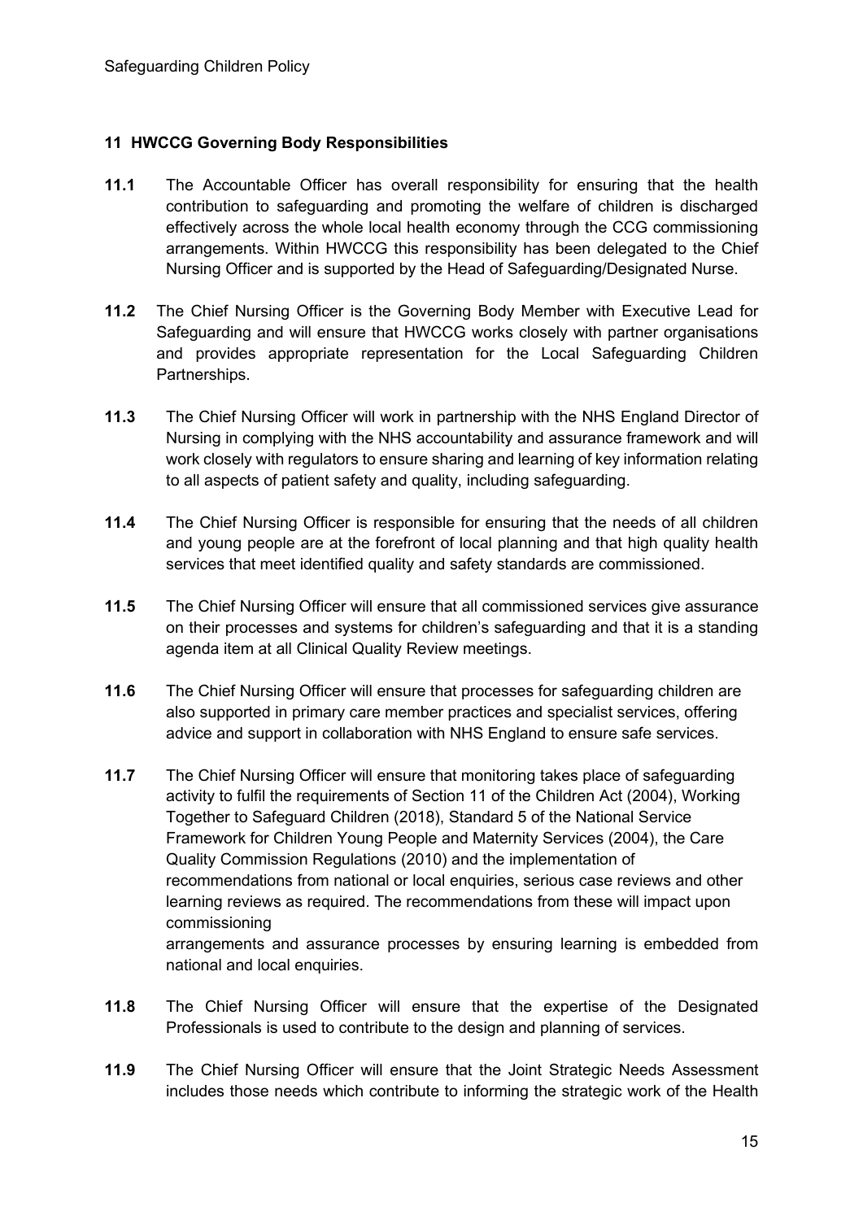## 11 HWCCG Governing Body Responsibilities

**11.1** The Accountable Officer has overall responsibility for ensuring that the health contribution to safeguarding and promoting the welfare of children is discharged effectively across the whole local health economy through the CCG commissioning arrangements. Within HWCCG this responsibility has been delegated to the Chief Nursing Officer and is supported by the Head of Safeguarding/Designated Nurse.

**11.2** The Chief Nursing Officer is the Governing Body Member with Executive Lead for Safeguarding and will ensure that HWCCG works closely with partner organisations and provides appropriate representation for the Local Safeguarding Children Partnerships.

**11.3** The Chief Nursing Officer will work in partnership with the NHS England Director of Nursing in complying with the NHS accountability and assurance framework and will work closely with regulators to ensure sharing and learning of key information relating to all aspects of patient safety and quality, including safeguarding.

**11.4** The Chief Nursing Officer is responsible for ensuring that the needs of all children and young people are at the forefront of local planning and that high quality health services that meet identified quality and safety standards are commissioned.

**11.5** The Chief Nursing Officer will ensure that all commissioned services give assurance on their processes and systems for children's safeguarding and that it is a standing agenda item at all Clinical Quality Review meetings.

**11.6** The Chief Nursing Officer will ensure that processes for safeguarding children are also supported in primary care member practices and specialist services, offering advice and support in collaboration with NHS England to ensure safe services.

**11.7** The Chief Nursing Officer will ensure that monitoring takes place of safeguarding activity to fulfil the requirements of Section 11 of the Children Act (2004), Working Together to Safeguard Children (2018), Standard 5 of the National Service Framework for Children Young People and Maternity Services (2004), the Care Quality Commission Regulations (2010) and the implementation of recommendations from national or local enquiries, serious case reviews and other learning reviews as required. The recommendations from these will impact upon commissioning arrangements and assurance processes by ensuring learning is embedded from national and local enquiries.

**11.8** The Chief Nursing Officer will ensure that the expertise of the Designated Professionals is used to contribute to the design and planning of services.

**11.9** The Chief Nursing Officer will ensure that the Joint Strategic Needs Assessment includes those needs which contribute to informing the strategic work of the Health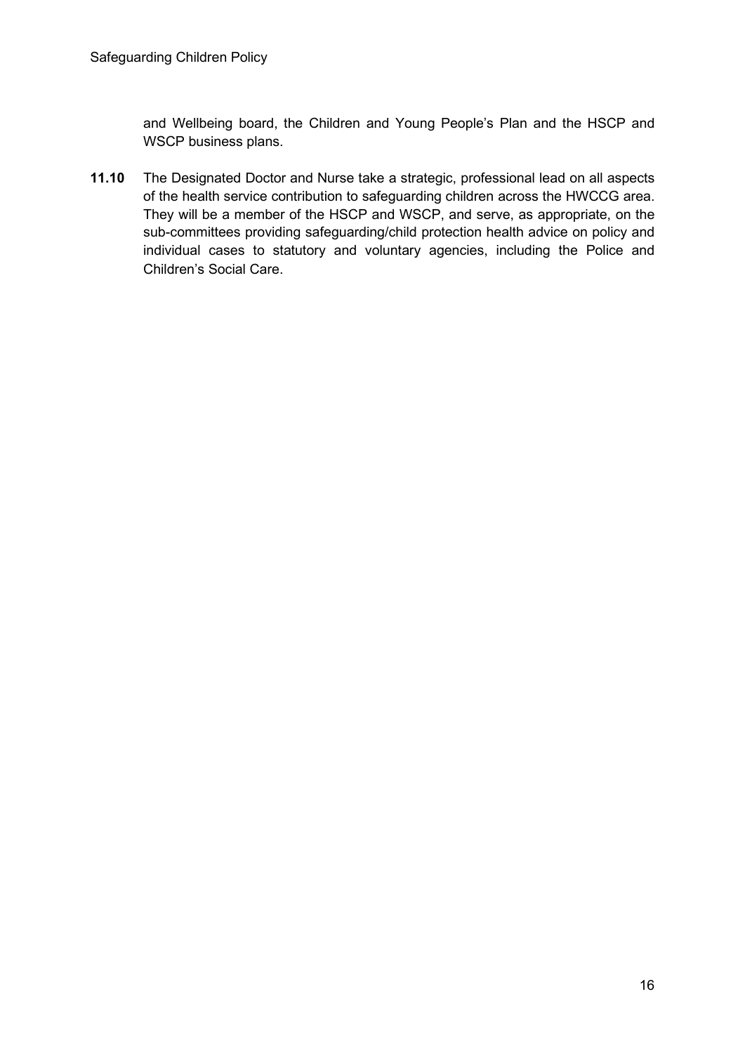and Wellbeing board, the Children and Young People's Plan and the HSCP and WSCP business plans.

**11.10** The Designated Doctor and Nurse take a strategic, professional lead on all aspects of the health service contribution to safeguarding children across the HWCCG area. They will be a member of the HSCP and WSCP, and serve, as appropriate, on the sub-committees providing safeguarding/child protection health advice on policy and individual cases to statutory and voluntary agencies, including the Police and Children's Social Care.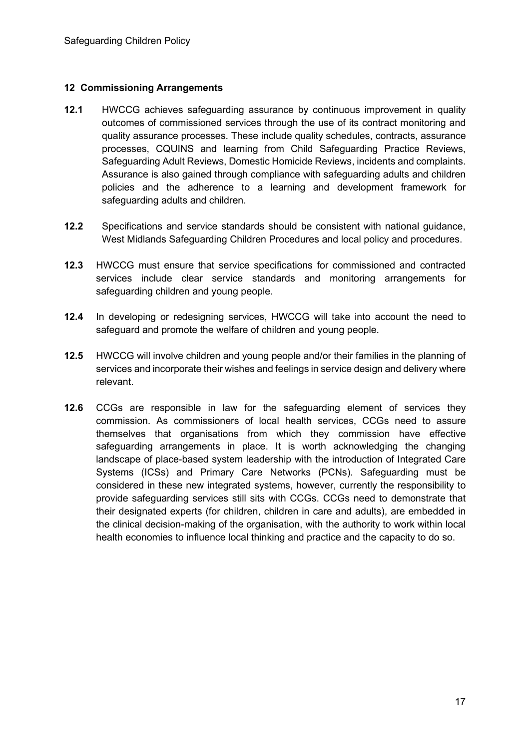## 12 Commissioning Arrangements

**12.1** HWCCG achieves safeguarding assurance by continuous improvement in quality outcomes of commissioned services through the use of its contract monitoring and quality assurance processes. These include quality schedules, contracts, assurance processes, CQUINS and learning from Child Safeguarding Practice Reviews, Safeguarding Adult Reviews, Domestic Homicide Reviews, incidents and complaints. Assurance is also gained through compliance with safeguarding adults and children policies and the adherence to a learning and development framework for safeguarding adults and children.

**12.2** Specifications and service standards should be consistent with national guidance, West Midlands Safeguarding Children Procedures and local policy and procedures.

**12.3** HWCCG must ensure that service specifications for commissioned and contracted services include clear service standards and monitoring arrangements for safeguarding children and young people.

**12.4** In developing or redesigning services, HWCCG will take into account the need to safeguard and promote the welfare of children and young people.

**12.5** HWCCG will involve children and young people and/or their families in the planning of services and incorporate their wishes and feelings in service design and delivery where relevant.

**12.6** CCGs are responsible in law for the safeguarding element of services they commission. As commissioners of local health services, CCGs need to assure themselves that organisations from which they commission have effective safeguarding arrangements in place. It is worth acknowledging the changing landscape of place-based system leadership with the introduction of Integrated Care Systems (ICSs) and Primary Care Networks (PCNs). Safeguarding must be considered in these new integrated systems, however, currently the responsibility to provide safeguarding services still sits with CCGs. CCGs need to demonstrate that their designated experts (for children, children in care and adults), are embedded in the clinical decision-making of the organisation, with the authority to work within local health economies to influence local thinking and practice and the capacity to do so.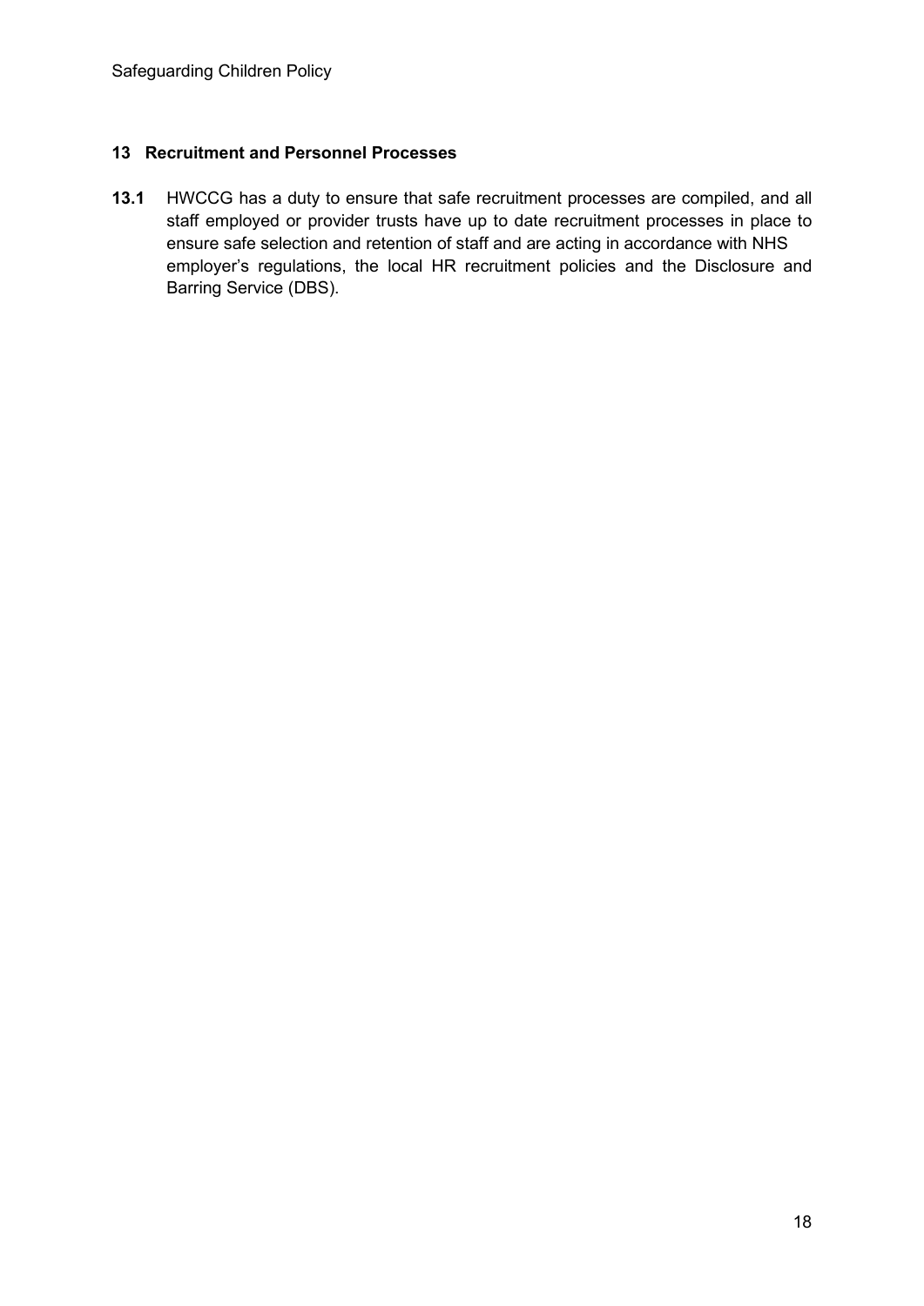## 13 Recruitment and Personnel Processes

**13.1** HWCCG has a duty to ensure that safe recruitment processes are compiled, and all staff employed or provider trusts have up to date recruitment processes in place to ensure safe selection and retention of staff and are acting in accordance with NHS employer's regulations, the local HR recruitment policies and the Disclosure and Barring Service (DBS).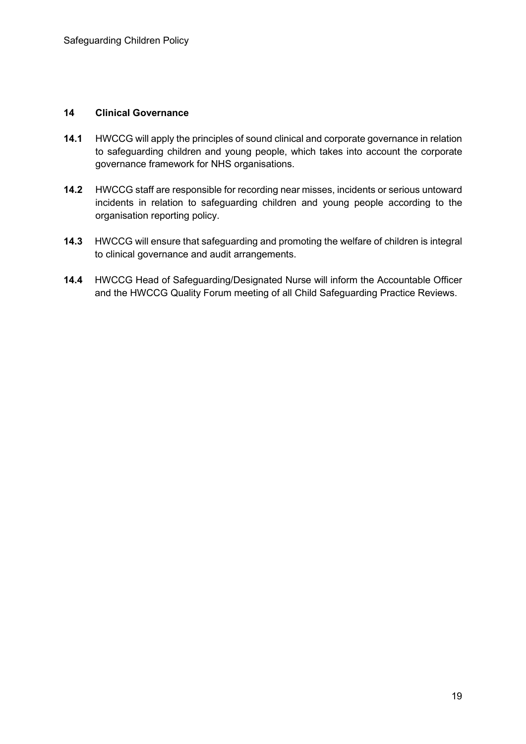## 14 Clinical Governance

**14.1** HWCCG will apply the principles of sound clinical and corporate governance in relation to safeguarding children and young people, which takes into account the corporate governance framework for NHS organisations.

**14.2** HWCCG staff are responsible for recording near misses, incidents or serious untoward incidents in relation to safeguarding children and young people according to the organisation reporting policy.

**14.3** HWCCG will ensure that safeguarding and promoting the welfare of children is integral to clinical governance and audit arrangements.

**14.4** HWCCG Head of Safeguarding/Designated Nurse will inform the Accountable Officer and the HWCCG Quality Forum meeting of all Child Safeguarding Practice Reviews.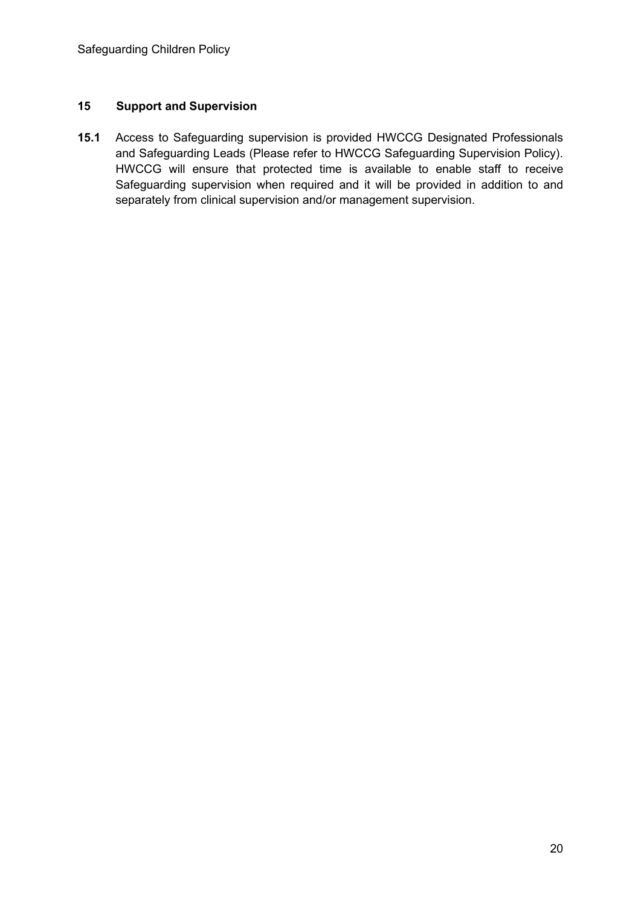## 15 Support and Supervision

**15.1** Access to Safeguarding supervision is provided HWCCG Designated Professionals and Safeguarding Leads (Please refer to HWCCG Safeguarding Supervision Policy). HWCCG will ensure that protected time is available to enable staff to receive Safeguarding supervision when required and it will be provided in addition to and separately from clinical supervision and/or management supervision.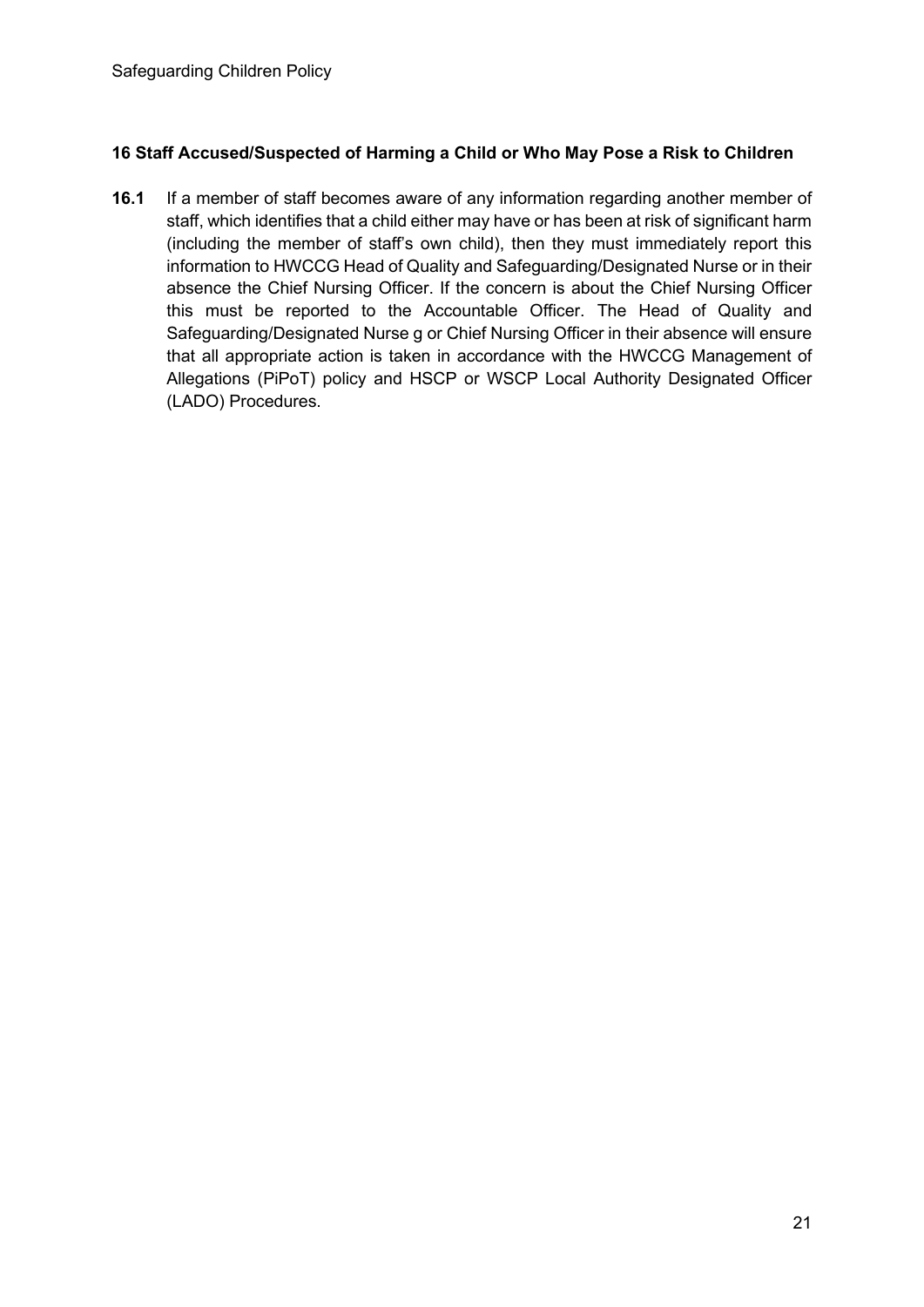## 16 Staff Accused/Suspected of Harming a Child or Who May Pose a Risk to Children

**16.1** If a member of staff becomes aware of any information regarding another member of staff, which identifies that a child either may have or has been at risk of significant harm (including the member of staff's own child), then they must immediately report this information to HWCCG Head of Quality and Safeguarding/Designated Nurse or in their absence the Chief Nursing Officer. If the concern is about the Chief Nursing Officer this must be reported to the Accountable Officer. The Head of Quality and Safeguarding/Designated Nurse g or Chief Nursing Officer in their absence will ensure that all appropriate action is taken in accordance with the HWCCG Management of Allegations (PiPoT) policy and HSCP or WSCP Local Authority Designated Officer (LADO) Procedures.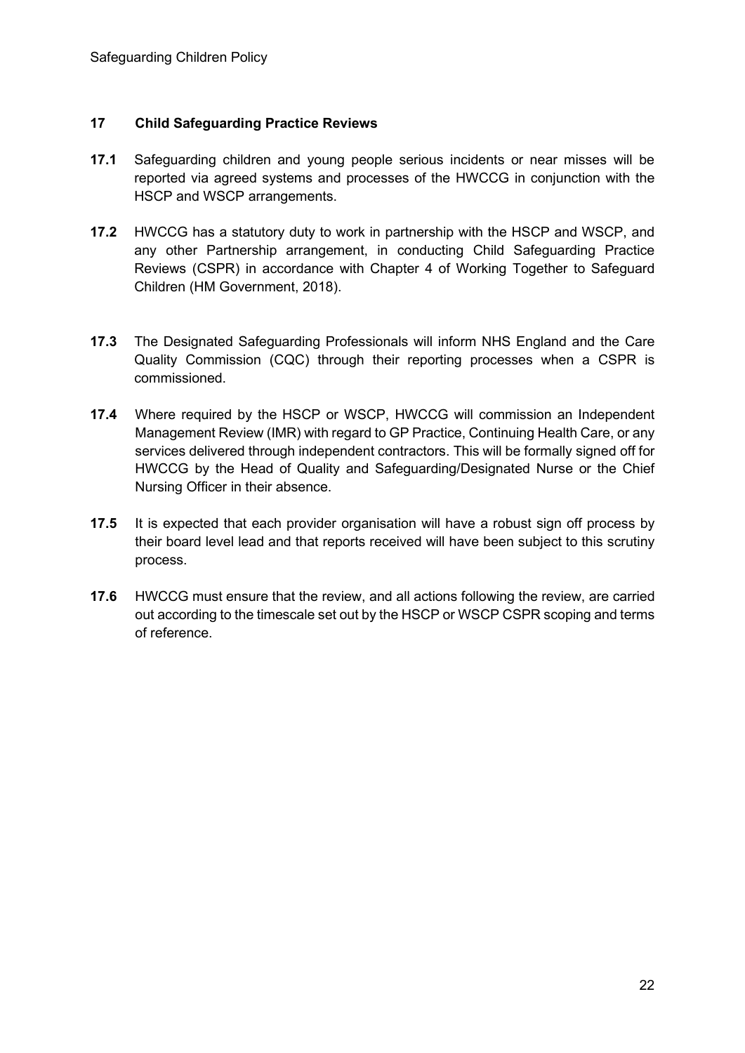## 17 Child Safeguarding Practice Reviews

**17.1** Safeguarding children and young people serious incidents or near misses will be reported via agreed systems and processes of the HWCCG in conjunction with the HSCP and WSCP arrangements.

**17.2** HWCCG has a statutory duty to work in partnership with the HSCP and WSCP, and any other Partnership arrangement, in conducting Child Safeguarding Practice Reviews (CSPR) in accordance with Chapter 4 of Working Together to Safeguard Children (HM Government, 2018).

**17.3** The Designated Safeguarding Professionals will inform NHS England and the Care Quality Commission (CQC) through their reporting processes when a CSPR is commissioned.

**17.4** Where required by the HSCP or WSCP, HWCCG will commission an Independent Management Review (IMR) with regard to GP Practice, Continuing Health Care, or any services delivered through independent contractors. This will be formally signed off for HWCCG by the Head of Quality and Safeguarding/Designated Nurse or the Chief Nursing Officer in their absence.

**17.5** It is expected that each provider organisation will have a robust sign off process by their board level lead and that reports received will have been subject to this scrutiny process.

**17.6** HWCCG must ensure that the review, and all actions following the review, are carried out according to the timescale set out by the HSCP or WSCP CSPR scoping and terms of reference.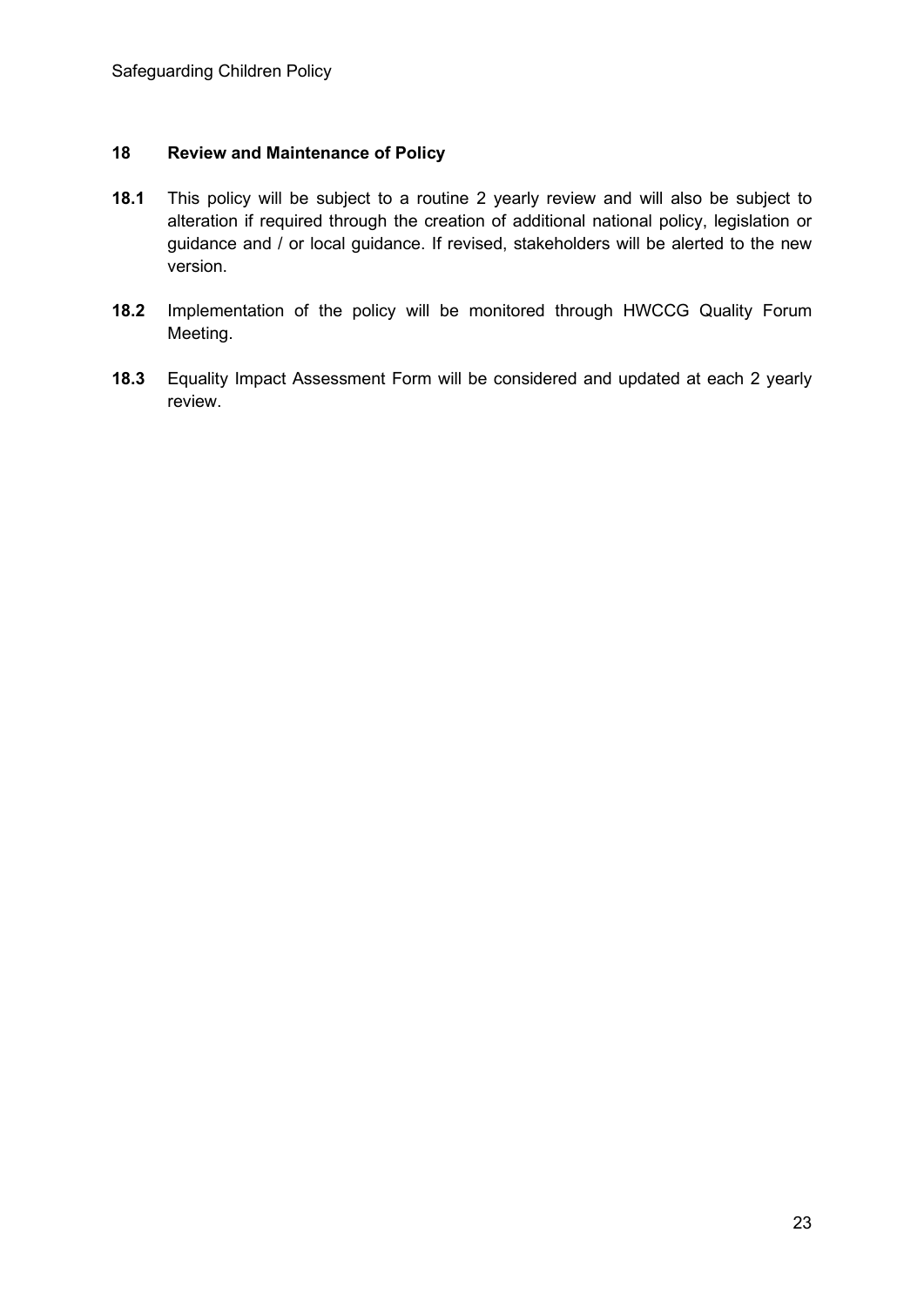## 18 Review and Maintenance of Policy

**18.1** This policy will be subject to a routine 2 yearly review and will also be subject to alteration if required through the creation of additional national policy, legislation or guidance and / or local guidance. If revised, stakeholders will be alerted to the new version.

**18.2** Implementation of the policy will be monitored through HWCCG Quality Forum Meeting.

**18.3** Equality Impact Assessment Form will be considered and updated at each 2 yearly review.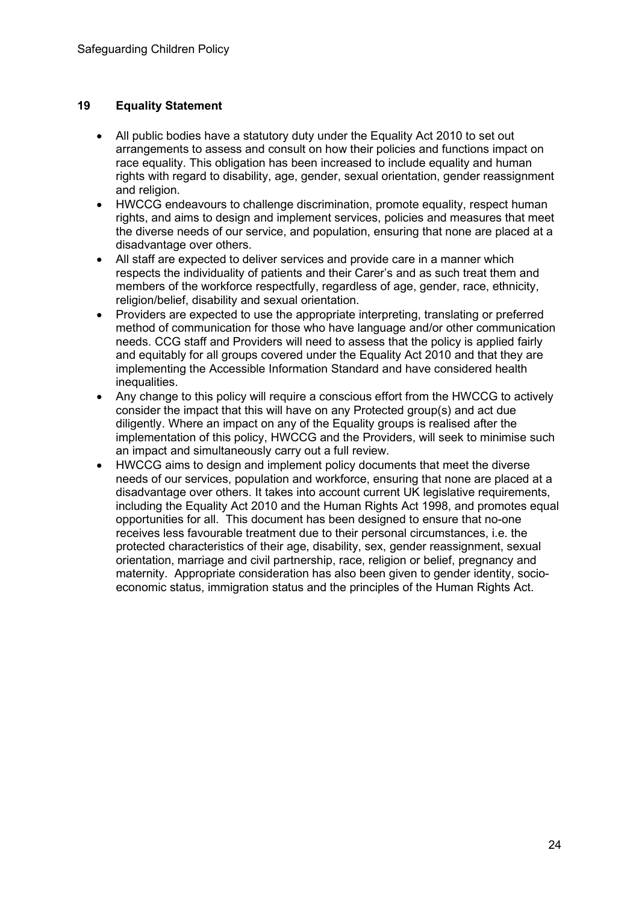## 19 Equality Statement

- All public bodies have a statutory duty under the Equality Act 2010 to set out arrangements to assess and consult on how their policies and functions impact on race equality. This obligation has been increased to include equality and human rights with regard to disability, age, gender, sexual orientation, gender reassignment and religion.
- HWCCG endeavours to challenge discrimination, promote equality, respect human rights, and aims to design and implement services, policies and measures that meet the diverse needs of our service, and population, ensuring that none are placed at a disadvantage over others.
- All staff are expected to deliver services and provide care in a manner which respects the individuality of patients and their Carer's and as such treat them and members of the workforce respectfully, regardless of age, gender, race, ethnicity, religion/belief, disability and sexual orientation.
- Providers are expected to use the appropriate interpreting, translating or preferred method of communication for those who have language and/or other communication needs. CCG staff and Providers will need to assess that the policy is applied fairly and equitably for all groups covered under the Equality Act 2010 and that they are implementing the Accessible Information Standard and have considered health inequalities.
- Any change to this policy will require a conscious effort from the HWCCG to actively consider the impact that this will have on any Protected group(s) and act due diligently. Where an impact on any of the Equality groups is realised after the implementation of this policy, HWCCG and the Providers, will seek to minimise such an impact and simultaneously carry out a full review.
- HWCCG aims to design and implement policy documents that meet the diverse needs of our services, population and workforce, ensuring that none are placed at a disadvantage over others. It takes into account current UK legislative requirements, including the Equality Act 2010 and the Human Rights Act 1998, and promotes equal opportunities for all. This document has been designed to ensure that no-one receives less favourable treatment due to their personal circumstances, i.e. the protected characteristics of their age, disability, sex, gender reassignment, sexual orientation, marriage and civil partnership, race, religion or belief, pregnancy and maternity. Appropriate consideration has also been given to gender identity, socio-economic status, immigration status and the principles of the Human Rights Act.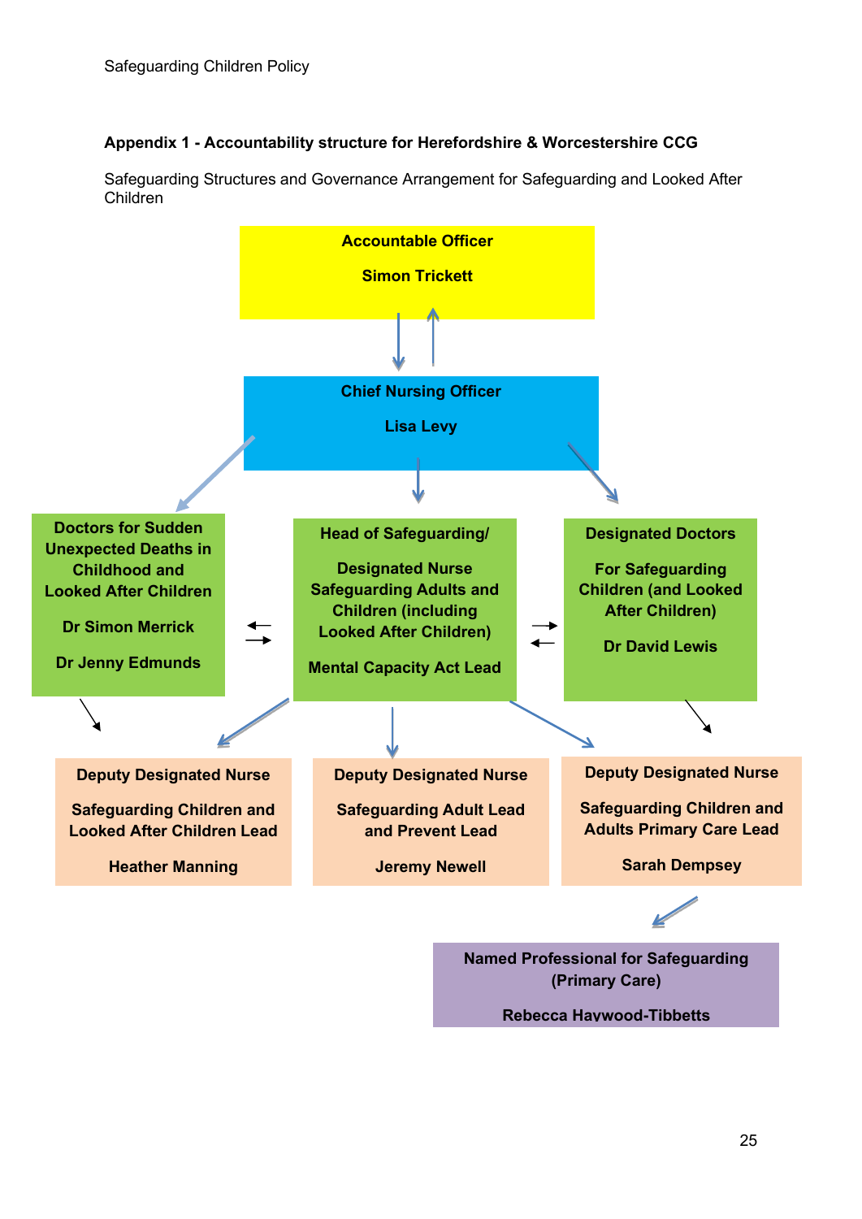### Appendix 1 - Accountability structure for Herefordshire & Worcestershire CCG

Safeguarding Structures and Governance Arrangement for Safeguarding and Looked After Children

**Accountable Officer**

**Simon Trickett**

**Chief Nursing Officer**

**Lisa Levy**

**Doctors for Sudden Unexpected Deaths in Childhood and Looked After Children**

**Dr Simon Merrick**

**Dr Jenny Edmunds**

**Head of Safeguarding/**

**Designated Nurse Safeguarding Adults and Children (including Looked After Children)**

**Mental Capacity Act Lead**

**Designated Doctors**

**For Safeguarding Children (and Looked After Children)**

**Dr David Lewis**

**Deputy Designated Nurse**

**Safeguarding Children and Looked After Children Lead**

**Heather Manning**

**Deputy Designated Nurse**

**Safeguarding Adult Lead and Prevent Lead**

**Jeremy Newell**

**Deputy Designated Nurse**

**Safeguarding Children and Adults Primary Care Lead**

**Sarah Dempsey**

**Named Professional for Safeguarding (Primary Care)**

**Rebecca Haywood-Tibbetts**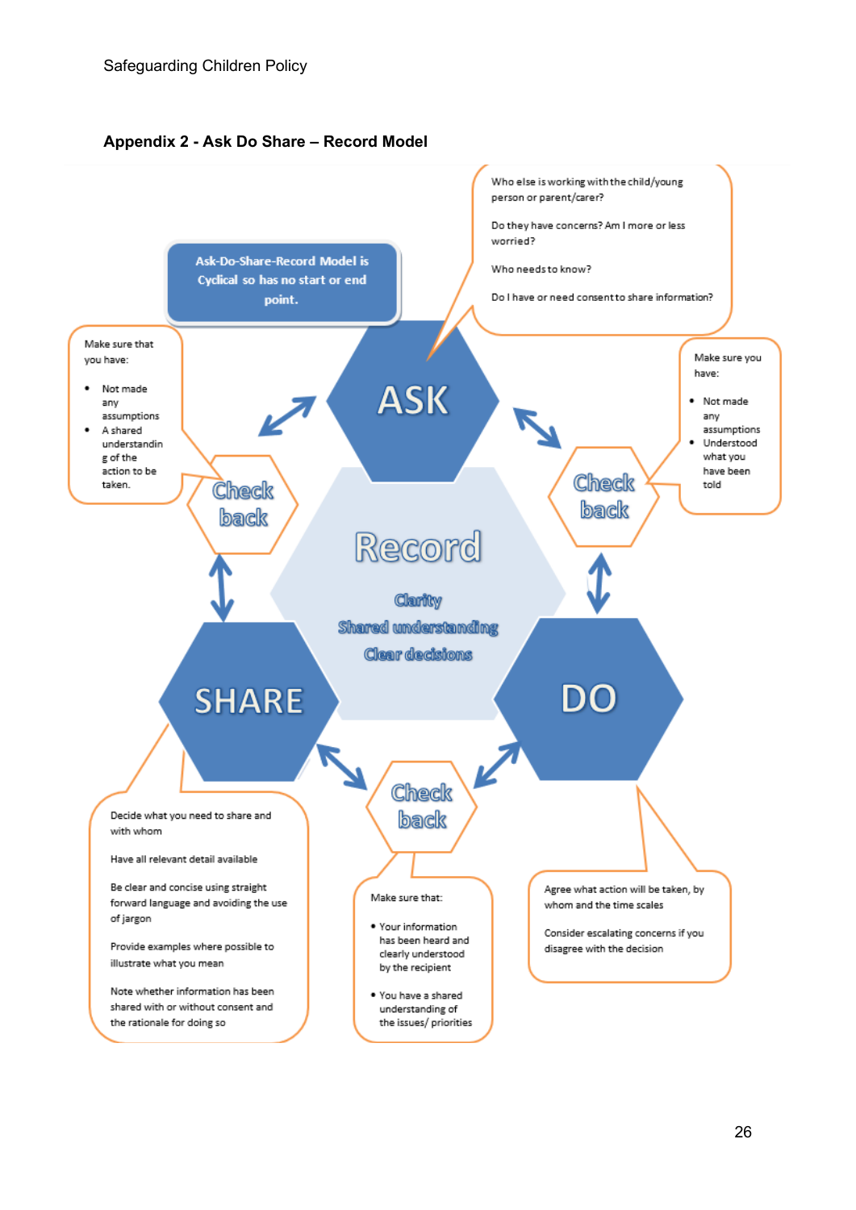## Appendix 2 - Ask Do Share – Record Model

Ask-Do-Share-Record Model is Cyclical so has no start or end point.

**ASK**

Who else is working with the child/young person or parent/carer?

Do they have concerns? Am I more or less worried?

Who needs to know?

Do I have or need consent to share information?

**Check back**

Make sure you have:

- Not made any assumptions
- Understood what you have been told

**DO**

Agree what action will be taken, by whom and the time scales

Consider escalating concerns if you disagree with the decision

**Check back**

Make sure that:

- Your information has been heard and clearly understood by the recipient
- You have a shared understanding of the issues/ priorities

**SHARE**

Decide what you need to share and with whom

Have all relevant detail available

Be clear and concise using straight forward language and avoiding the use of jargon

Provide examples where possible to illustrate what you mean

Note whether information has been shared with or without consent and the rationale for doing so

**Check back**

Make sure that you have:

- Not made any assumptions
- A shared understanding of the action to be taken.

**Record**

Clarity

Shared understanding

Clear decisions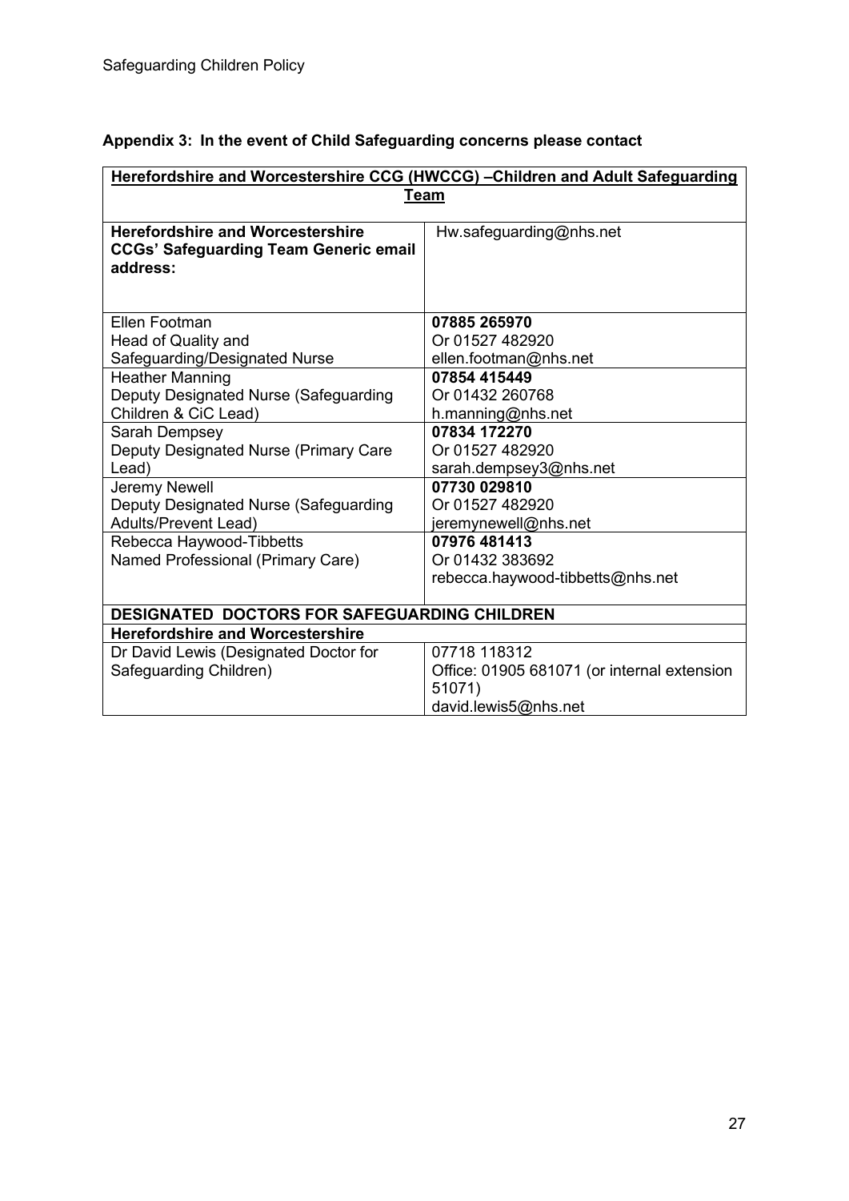## Appendix 3: In the event of Child Safeguarding concerns please contact

| **Herefordshire and Worcestershire CCG (HWCCG) –Children and Adult Safeguarding Team** | |
|---|---|
| **Herefordshire and Worcestershire CCGs' Safeguarding Team Generic email address:** | Hw.safeguarding@nhs.net |
| Ellen Footman<br>Head of Quality and Safeguarding/Designated Nurse | **07885 265970**<br>Or 01527 482920<br>ellen.footman@nhs.net |
| Heather Manning<br>Deputy Designated Nurse (Safeguarding Children & CiC Lead) | **07854 415449**<br>Or 01432 260768<br>h.manning@nhs.net |
| Sarah Dempsey<br>Deputy Designated Nurse (Primary Care Lead) | **07834 172270**<br>Or 01527 482920<br>sarah.dempsey3@nhs.net |
| Jeremy Newell<br>Deputy Designated Nurse (Safeguarding Adults/Prevent Lead) | **07730 029810**<br>Or 01527 482920<br>jeremynewell@nhs.net |
| Rebecca Haywood-Tibbetts<br>Named Professional (Primary Care) | **07976 481413**<br>Or 01432 383692<br>rebecca.haywood-tibbetts@nhs.net |
| **DESIGNATED DOCTORS FOR SAFEGUARDING CHILDREN** | |
| **Herefordshire and Worcestershire** | |
| Dr David Lewis (Designated Doctor for Safeguarding Children) | 07718 118312<br>Office: 01905 681071 (or internal extension 51071)<br>david.lewis5@nhs.net |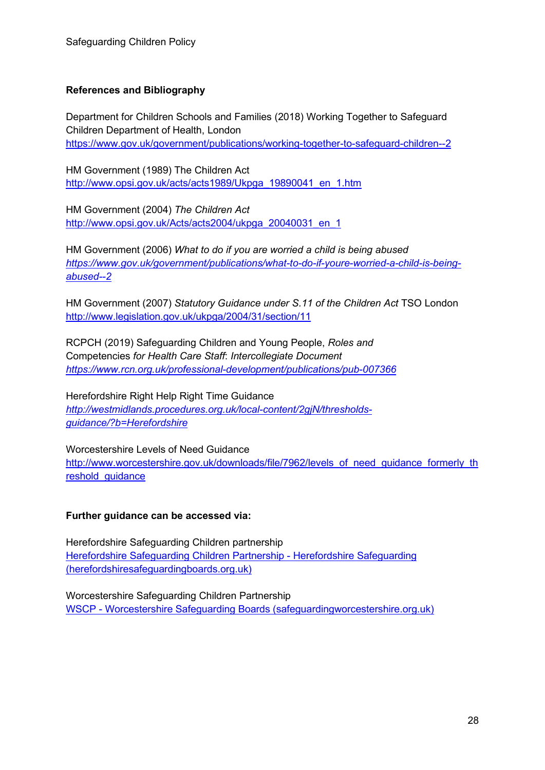## References and Bibliography

Department for Children Schools and Families (2018) Working Together to Safeguard Children Department of Health, London
https://www.gov.uk/government/publications/working-together-to-safeguard-children--2

HM Government (1989) The Children Act
http://www.opsi.gov.uk/acts/acts1989/Ukpga_19890041_en_1.htm

HM Government (2004) *The Children Act*
http://www.opsi.gov.uk/Acts/acts2004/ukpga_20040031_en_1

HM Government (2006) *What to do if you are worried a child is being abused*
*https://www.gov.uk/government/publications/what-to-do-if-youre-worried-a-child-is-being-abused--2*

HM Government (2007) *Statutory Guidance under S.11 of the Children Act* TSO London
http://www.legislation.gov.uk/ukpga/2004/31/section/11

RCPCH (2019) Safeguarding Children and Young People, *Roles and* Competencies *for Health Care Staff*: *Intercollegiate Document*
*https://www.rcn.org.uk/professional-development/publications/pub-007366*

Herefordshire Right Help Right Time Guidance
*http://westmidlands.procedures.org.uk/local-content/2gjN/thresholds-guidance/?b=Herefordshire*

Worcestershire Levels of Need Guidance
http://www.worcestershire.gov.uk/downloads/file/7962/levels_of_need_guidance_formerly_threshold_guidance

**Further guidance can be accessed via:**

Herefordshire Safeguarding Children partnership
Herefordshire Safeguarding Children Partnership - Herefordshire Safeguarding (herefordshiresafeguardingboards.org.uk)

Worcestershire Safeguarding Children Partnership
WSCP - Worcestershire Safeguarding Boards (safeguardingworcestershire.org.uk)